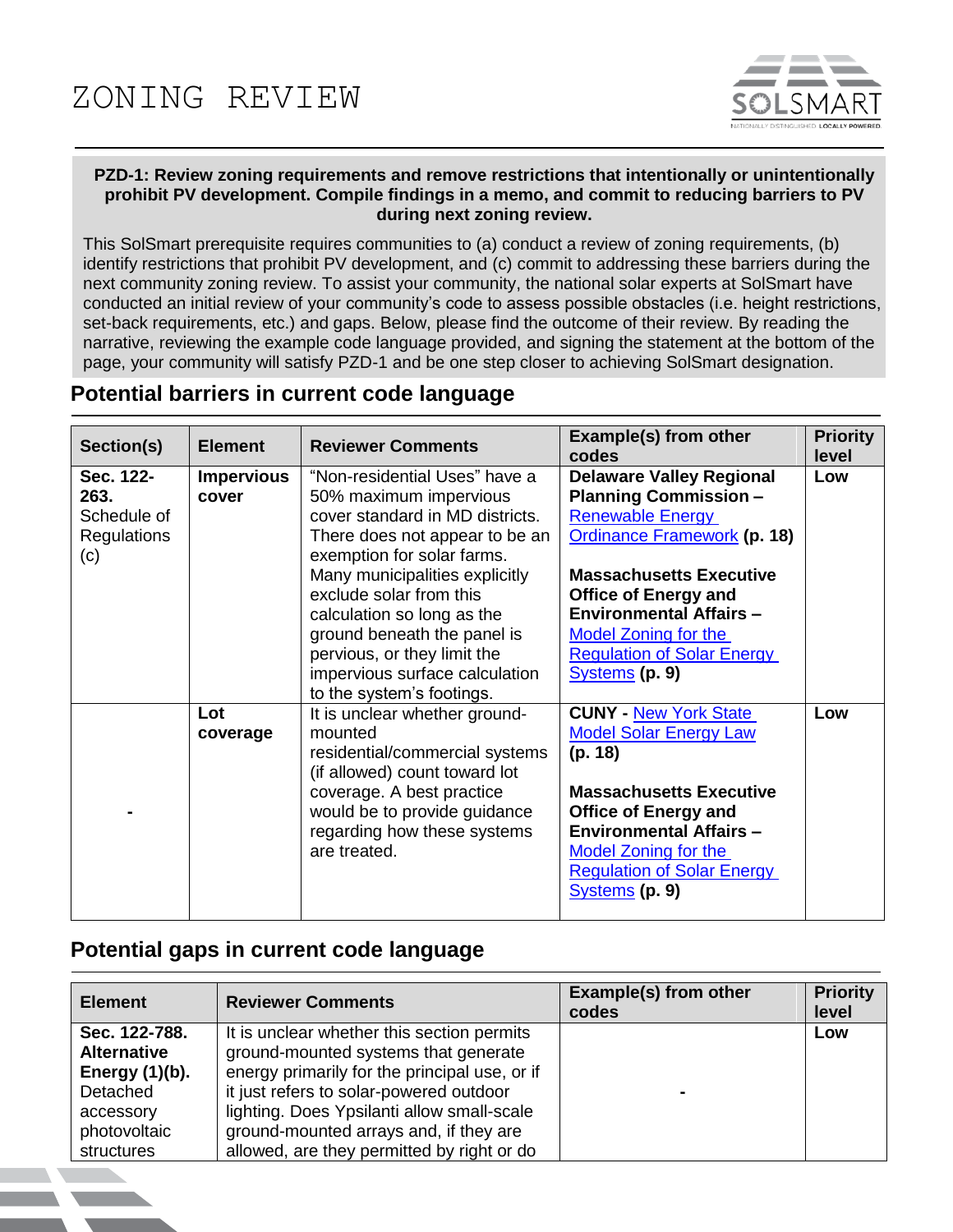# ZONING REVIEW

**PZD-1: Review zoning requirements and remove restrictions that intentionally or unintentionally prohibit PV development. Compile findings in a memo, and commit to reducing barriers to PV during next zoning review.**

This SolSmart prerequisite requires communities to (a) conduct a review of zoning requirements, (b) identify restrictions that prohibit PV development, and (c) commit to addressing these barriers during the next community zoning review. To assist your community, the national solar experts at SolSmart have conducted an initial review of your community's code to assess possible obstacles (i.e. height restrictions, set-back requirements, etc.) and gaps. Below, please find the outcome of their review. By reading the narrative, reviewing the example code language provided, and signing the statement at the bottom of the page, your community will satisfy PZD-1 and be one step closer to achieving SolSmart designation.

## Potential barriers in current code language

| Section(s) | Element | Reviewer Comments | Example(s) from other codes | Priority level |
|---|---|---|---|---|
| **Sec. 122-263.** Schedule of Regulations (c) | **Impervious cover** | "Non-residential Uses" have a 50% maximum impervious cover standard in MD districts. There does not appear to be an exemption for solar farms. Many municipalities explicitly exclude solar from this calculation so long as the ground beneath the panel is pervious, or they limit the impervious surface calculation to the system's footings. | **Delaware Valley Regional Planning Commission –** Renewable Energy Ordinance Framework **(p. 18)**<br><br>**Massachusetts Executive Office of Energy and Environmental Affairs –** Model Zoning for the Regulation of Solar Energy Systems **(p. 9)** | **Low** |
| **-** | **Lot coverage** | It is unclear whether ground-mounted residential/commercial systems (if allowed) count toward lot coverage. A best practice would be to provide guidance regarding how these systems are treated. | **CUNY -** New York State Model Solar Energy Law **(p. 18)**<br><br>**Massachusetts Executive Office of Energy and Environmental Affairs –** Model Zoning for the Regulation of Solar Energy Systems **(p. 9)** | **Low** |

## Potential gaps in current code language

| Element | Reviewer Comments | Example(s) from other codes | Priority level |
|---|---|---|---|
| **Sec. 122-788. Alternative Energy (1)(b).** Detached accessory photovoltaic structures | It is unclear whether this section permits ground-mounted systems that generate energy primarily for the principal use, or if it just refers to solar-powered outdoor lighting. Does Ypsilanti allow small-scale ground-mounted arrays and, if they are allowed, are they permitted by right or do | **-** | **Low** |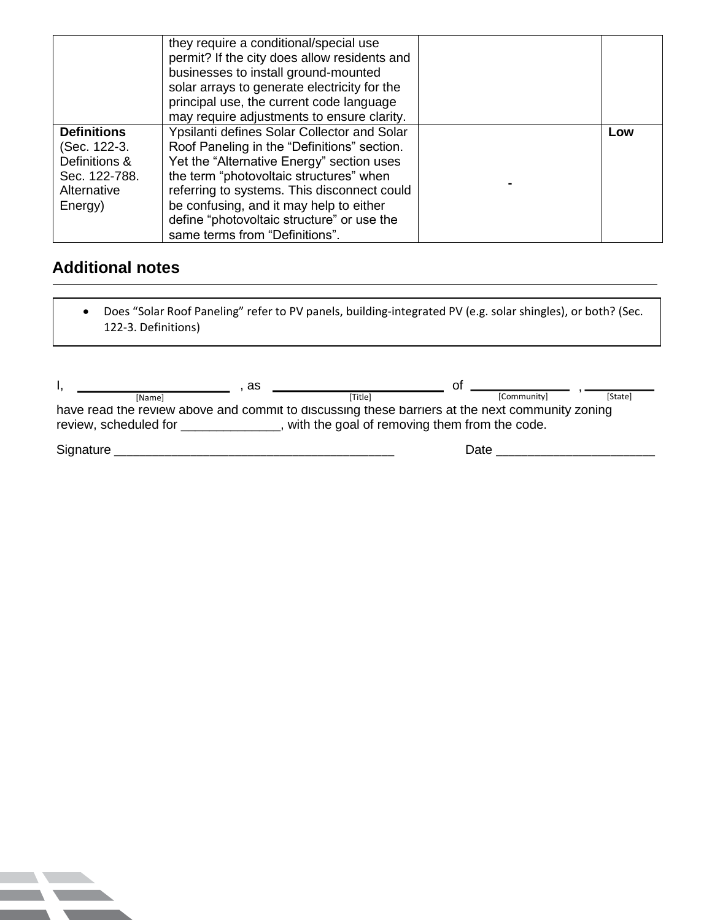| | | | |
|---|---|---|---|
| | they require a conditional/special use permit? If the city does allow residents and businesses to install ground-mounted solar arrays to generate electricity for the principal use, the current code language may require adjustments to ensure clarity. | | |
| **Definitions** (Sec. 122-3. Definitions & Sec. 122-788. Alternative Energy) | Ypsilanti defines Solar Collector and Solar Roof Paneling in the "Definitions" section. Yet the "Alternative Energy" section uses the term "photovoltaic structures" when referring to systems. This disconnect could be confusing, and it may help to either define "photovoltaic structure" or use the same terms from "Definitions". | - | **Low** |

## Additional notes

- Does "Solar Roof Paneling" refer to PV panels, building-integrated PV (e.g. solar shingles), or both? (Sec. 122-3. Definitions)

I, ____________________ [Name], as ______________________ [Title] of ____________ [Community], ________ [State] have read the review above and commit to discussing these barriers at the next community zoning review, scheduled for ______________, with the goal of removing them from the code.

Signature ________________________________________ Date ______________________